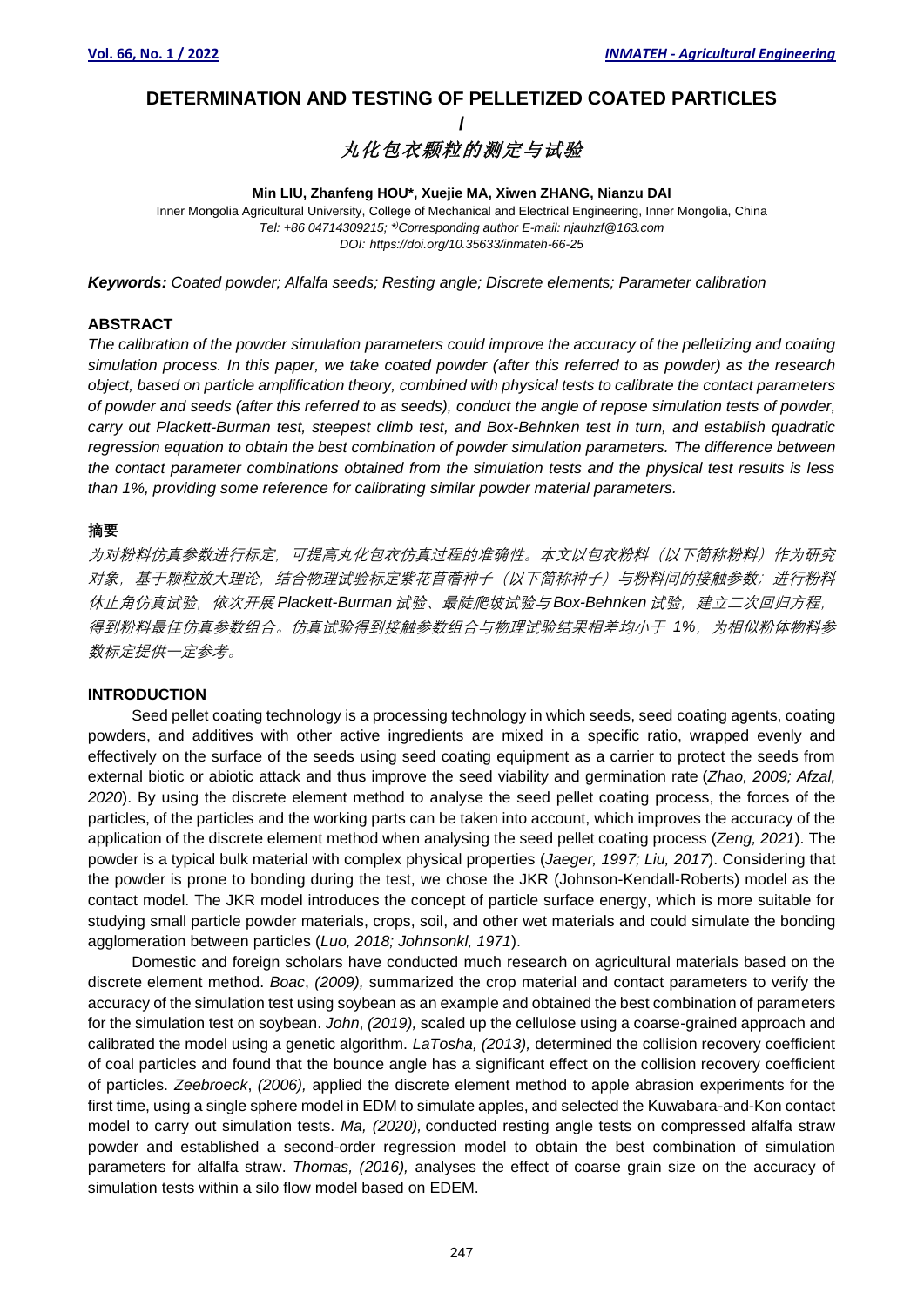# DETERMINATION AND TESTING OF PELLETIZED COATED PARTICLES

/

# 丸化包衣颗粒的测定与试验

**Min LIU, Zhanfeng HOU*, Xuejie MA, Xiwen ZHANG, Nianzu DAI**

Inner Mongolia Agricultural University, College of Mechanical and Electrical Engineering, Inner Mongolia, China

*Tel: +86 04714309215; *)Corresponding author E-mail: njauhzf@163.com*

*DOI: https://doi.org/10.35633/inmateh-66-25*

***Keywords:** Coated powder; Alfalfa seeds; Resting angle; Discrete elements; Parameter calibration*

## ABSTRACT

*The calibration of the powder simulation parameters could improve the accuracy of the pelletizing and coating simulation process. In this paper, we take coated powder (after this referred to as powder) as the research object, based on particle amplification theory, combined with physical tests to calibrate the contact parameters of powder and seeds (after this referred to as seeds), conduct the angle of repose simulation tests of powder, carry out Plackett-Burman test, steepest climb test, and Box-Behnken test in turn, and establish quadratic regression equation to obtain the best combination of powder simulation parameters. The difference between the contact parameter combinations obtained from the simulation tests and the physical test results is less than 1%, providing some reference for calibrating similar powder material parameters.*

## 摘要

*为对粉料仿真参数进行标定，可提高丸化包衣仿真过程的准确性。本文以包衣粉料（以下简称粉料）作为研究对象，基于颗粒放大理论，结合物理试验标定紫花苜蓿种子（以下简称种子）与粉料间的接触参数；进行粉料休止角仿真试验，依次开展 Plackett-Burman 试验、最陡爬坡试验与 Box-Behnken 试验，建立二次回归方程，得到粉料最佳仿真参数组合。仿真试验得到接触参数组合与物理试验结果相差均小于 1%，为相似粉体物料参数标定提供一定参考。*

## INTRODUCTION

Seed pellet coating technology is a processing technology in which seeds, seed coating agents, coating powders, and additives with other active ingredients are mixed in a specific ratio, wrapped evenly and effectively on the surface of the seeds using seed coating equipment as a carrier to protect the seeds from external biotic or abiotic attack and thus improve the seed viability and germination rate (*Zhao, 2009; Afzal, 2020*). By using the discrete element method to analyse the seed pellet coating process, the forces of the particles, of the particles and the working parts can be taken into account, which improves the accuracy of the application of the discrete element method when analysing the seed pellet coating process (*Zeng, 2021*). The powder is a typical bulk material with complex physical properties (*Jaeger, 1997; Liu, 2017*). Considering that the powder is prone to bonding during the test, we chose the JKR (Johnson-Kendall-Roberts) model as the contact model. The JKR model introduces the concept of particle surface energy, which is more suitable for studying small particle powder materials, crops, soil, and other wet materials and could simulate the bonding agglomeration between particles (*Luo, 2018; Johnsonkl, 1971*).

Domestic and foreign scholars have conducted much research on agricultural materials based on the discrete element method. *Boac*, *(2009),* summarized the crop material and contact parameters to verify the accuracy of the simulation test using soybean as an example and obtained the best combination of parameters for the simulation test on soybean. *John*, *(2019),* scaled up the cellulose using a coarse-grained approach and calibrated the model using a genetic algorithm. *LaTosha, (2013),* determined the collision recovery coefficient of coal particles and found that the bounce angle has a significant effect on the collision recovery coefficient of particles. *Zeebroeck*, *(2006),* applied the discrete element method to apple abrasion experiments for the first time, using a single sphere model in EDM to simulate apples, and selected the Kuwabara-and-Kon contact model to carry out simulation tests. *Ma, (2020),* conducted resting angle tests on compressed alfalfa straw powder and established a second-order regression model to obtain the best combination of simulation parameters for alfalfa straw. *Thomas, (2016),* analyses the effect of coarse grain size on the accuracy of simulation tests within a silo flow model based on EDEM.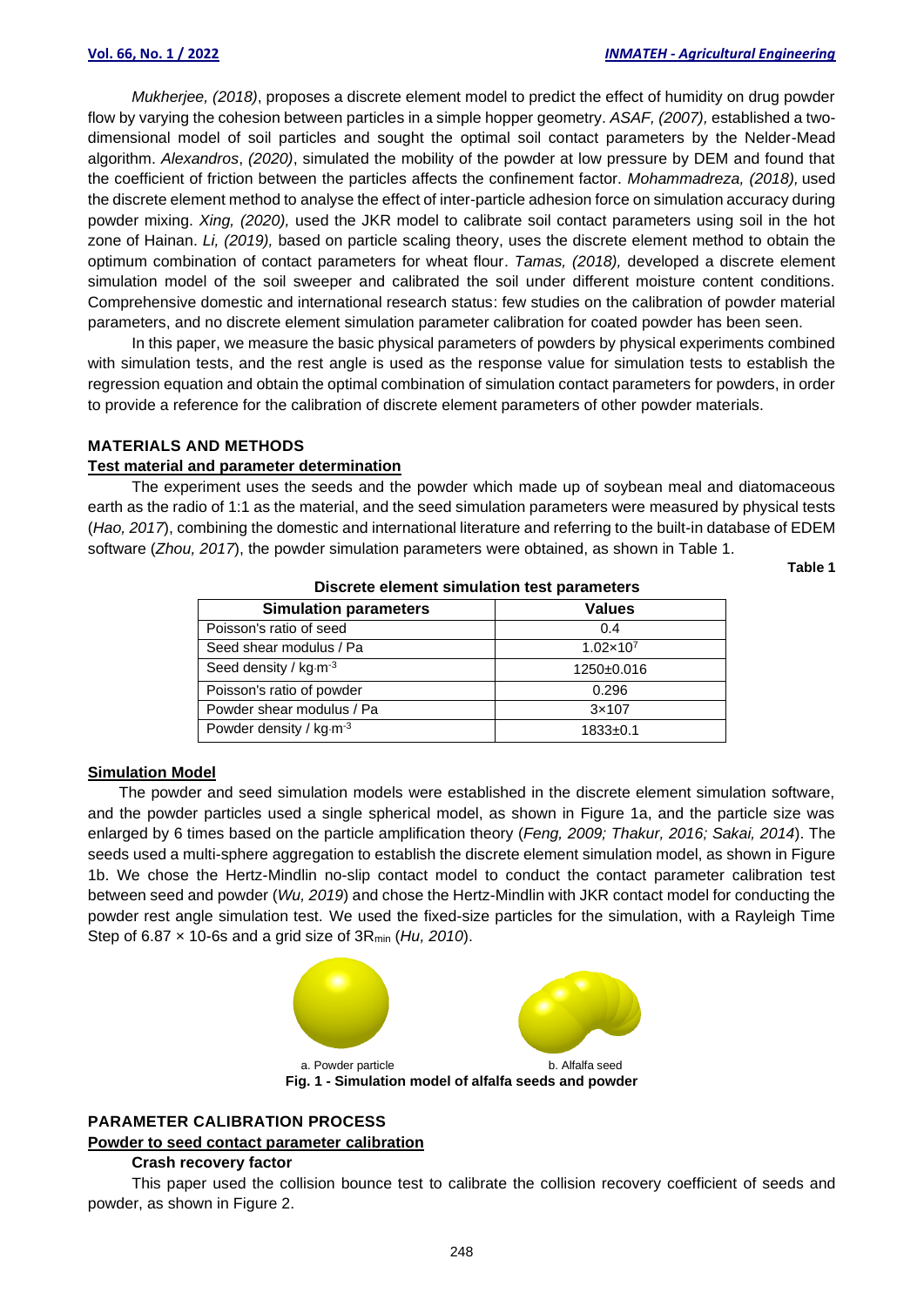*Mukherjee, (2018)*, proposes a discrete element model to predict the effect of humidity on drug powder flow by varying the cohesion between particles in a simple hopper geometry. *ASAF, (2007),* established a two-dimensional model of soil particles and sought the optimal soil contact parameters by the Nelder-Mead algorithm. *Alexandros*, *(2020)*, simulated the mobility of the powder at low pressure by DEM and found that the coefficient of friction between the particles affects the confinement factor. *Mohammadreza, (2018),* used the discrete element method to analyse the effect of inter-particle adhesion force on simulation accuracy during powder mixing. *Xing, (2020),* used the JKR model to calibrate soil contact parameters using soil in the hot zone of Hainan. *Li, (2019),* based on particle scaling theory, uses the discrete element method to obtain the optimum combination of contact parameters for wheat flour. *Tamas, (2018),* developed a discrete element simulation model of the soil sweeper and calibrated the soil under different moisture content conditions. Comprehensive domestic and international research status: few studies on the calibration of powder material parameters, and no discrete element simulation parameter calibration for coated powder has been seen.

In this paper, we measure the basic physical parameters of powders by physical experiments combined with simulation tests, and the rest angle is used as the response value for simulation tests to establish the regression equation and obtain the optimal combination of simulation contact parameters for powders, in order to provide a reference for the calibration of discrete element parameters of other powder materials.

## MATERIALS AND METHODS

### Test material and parameter determination

The experiment uses the seeds and the powder which made up of soybean meal and diatomaceous earth as the radio of 1:1 as the material, and the seed simulation parameters were measured by physical tests (*Hao, 2017*), combining the domestic and international literature and referring to the built-in database of EDEM software (*Zhou, 2017*), the powder simulation parameters were obtained, as shown in Table 1.

**Table 1**

**Discrete element simulation test parameters**

| Simulation parameters | Values |
|---|---|
| Poisson's ratio of seed | 0.4 |
| Seed shear modulus / Pa | $1.02{\times}10^{7}$ |
| Seed density / $kg{\cdot}m^{-3}$ | 1250±0.016 |
| Poisson's ratio of powder | 0.296 |
| Powder shear modulus / Pa | 3×107 |
| Powder density / $kg{\cdot}m^{-3}$ | 1833±0.1 |

### Simulation Model

The powder and seed simulation models were established in the discrete element simulation software, and the powder particles used a single spherical model, as shown in Figure 1a, and the particle size was enlarged by 6 times based on the particle amplification theory (*Feng, 2009; Thakur, 2016; Sakai, 2014*). The seeds used a multi-sphere aggregation to establish the discrete element simulation model, as shown in Figure 1b. We chose the Hertz-Mindlin no-slip contact model to conduct the contact parameter calibration test between seed and powder (*Wu, 2019*) and chose the Hertz-Mindlin with JKR contact model for conducting the powder rest angle simulation test. We used the fixed-size particles for the simulation, with a Rayleigh Time Step of 6.87 × 10-6s and a grid size of $3R_{min}$ (*Hu, 2010*).

a. Powder particle b. Alfalfa seed

**Fig. 1 - Simulation model of alfalfa seeds and powder**

## PARAMETER CALIBRATION PROCESS

### Powder to seed contact parameter calibration

**Crash recovery factor**

This paper used the collision bounce test to calibrate the collision recovery coefficient of seeds and powder, as shown in Figure 2.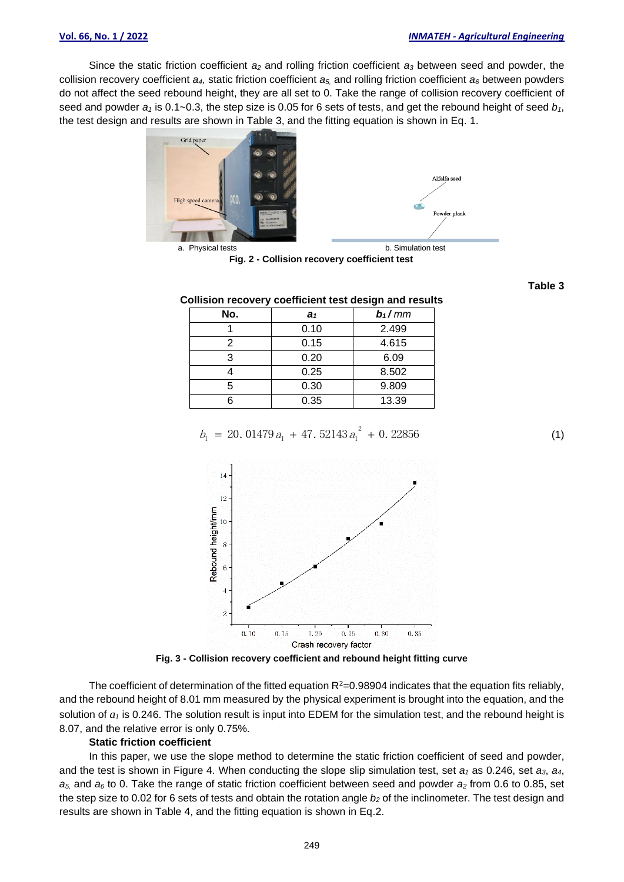Since the static friction coefficient $a_2$ and rolling friction coefficient $a_3$ between seed and powder, the collision recovery coefficient $a_4$, static friction coefficient $a_5$ and rolling friction coefficient $a_6$ between powders do not affect the seed rebound height, they are all set to 0. Take the range of collision recovery coefficient of seed and powder $a_1$ is 0.1~0.3, the step size is 0.05 for 6 sets of tests, and get the rebound height of seed $b_1$, the test design and results are shown in Table 3, and the fitting equation is shown in Eq. 1.

a. Physical tests b. Simulation test

**Fig. 2 - Collision recovery coefficient test**

**Table 3**

**Collision recovery coefficient test design and results**

| No. | $a_1$ | $b_1$ / mm |
|---|---|---|
| 1 | 0.10 | 2.499 |
| 2 | 0.15 | 4.615 |
| 3 | 0.20 | 6.09 |
| 4 | 0.25 | 8.502 |
| 5 | 0.30 | 9.809 |
| 6 | 0.35 | 13.39 |

$$b_1 = 20.01479 a_1 + 47.52143 a_1^2 + 0.22856 \quad (1)$$

**Fig. 3 - Collision recovery coefficient and rebound height fitting curve**

The coefficient of determination of the fitted equation $R^2$=0.98904 indicates that the equation fits reliably, and the rebound height of 8.01 mm measured by the physical experiment is brought into the equation, and the solution of $a_1$ is 0.246. The solution result is input into EDEM for the simulation test, and the rebound height is 8.07, and the relative error is only 0.75%.

**Static friction coefficient**

In this paper, we use the slope method to determine the static friction coefficient of seed and powder, and the test is shown in Figure 4. When conducting the slope slip simulation test, set $a_1$ as 0.246, set $a_3$, $a_4$, $a_5$ and $a_6$ to 0. Take the range of static friction coefficient between seed and powder $a_2$ from 0.6 to 0.85, set the step size to 0.02 for 6 sets of tests and obtain the rotation angle $b_2$ of the inclinometer. The test design and results are shown in Table 4, and the fitting equation is shown in Eq.2.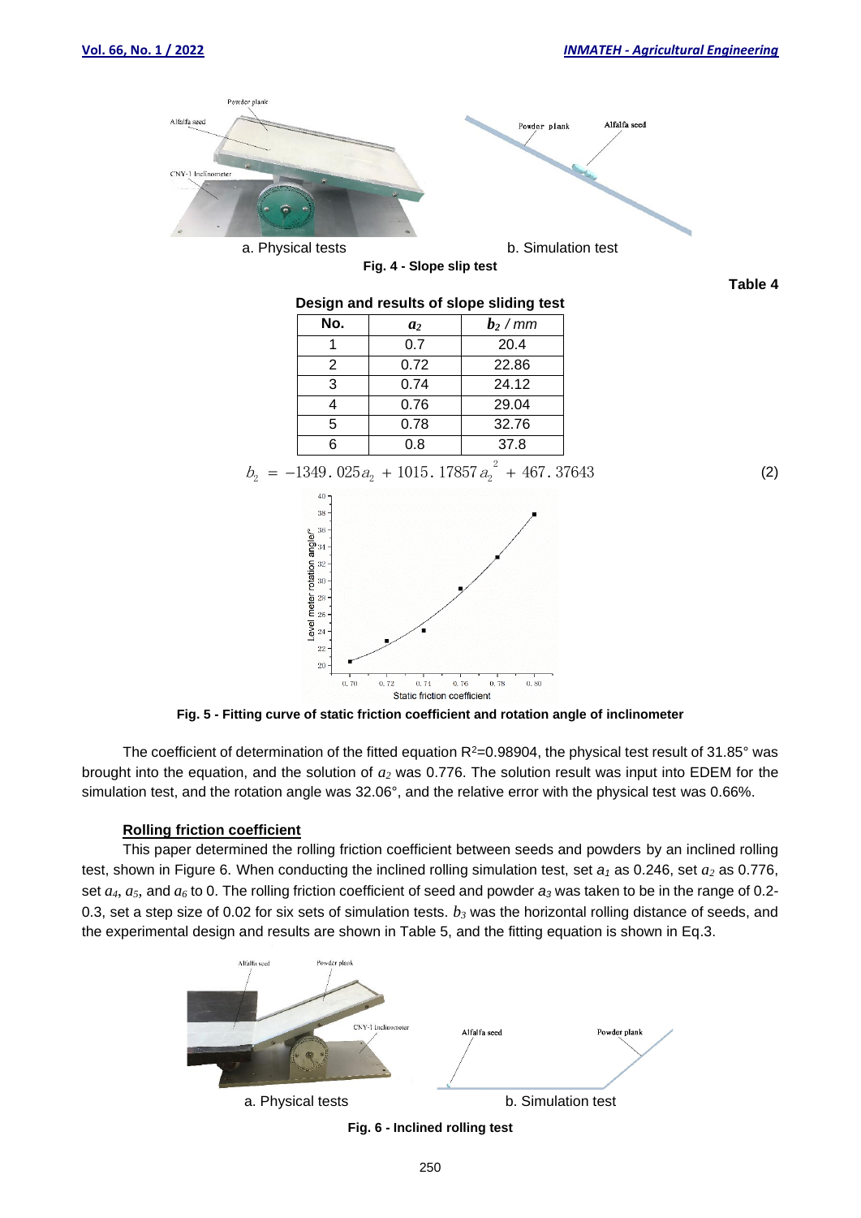a. Physical tests b. Simulation test

**Fig. 4 - Slope slip test**

**Table 4**

**Design and results of slope sliding test**

| No. | $a_2$ | $b_2$ / mm |
|---|---|---|
| 1 | 0.7 | 20.4 |
| 2 | 0.72 | 22.86 |
| 3 | 0.74 | 24.12 |
| 4 | 0.76 | 29.04 |
| 5 | 0.78 | 32.76 |
| 6 | 0.8 | 37.8 |

$$b_2 = -1349.025a_2 + 1015.17857a_2^2 + 467.37643 \quad (2)$$

**Fig. 5 - Fitting curve of static friction coefficient and rotation angle of inclinometer**

The coefficient of determination of the fitted equation $R^2$=0.98904, the physical test result of 31.85° was brought into the equation, and the solution of $a_2$ was 0.776. The solution result was input into EDEM for the simulation test, and the rotation angle was 32.06°, and the relative error with the physical test was 0.66%.

**Rolling friction coefficient**

This paper determined the rolling friction coefficient between seeds and powders by an inclined rolling test, shown in Figure 6. When conducting the inclined rolling simulation test, set $a_1$ as 0.246, set $a_2$ as 0.776, set $a_4$, $a_5$, and $a_6$ to 0. The rolling friction coefficient of seed and powder $a_3$ was taken to be in the range of 0.2-0.3, set a step size of 0.02 for six sets of simulation tests. $b_3$ was the horizontal rolling distance of seeds, and the experimental design and results are shown in Table 5, and the fitting equation is shown in Eq.3.

a. Physical tests b. Simulation test

**Fig. 6 - Inclined rolling test**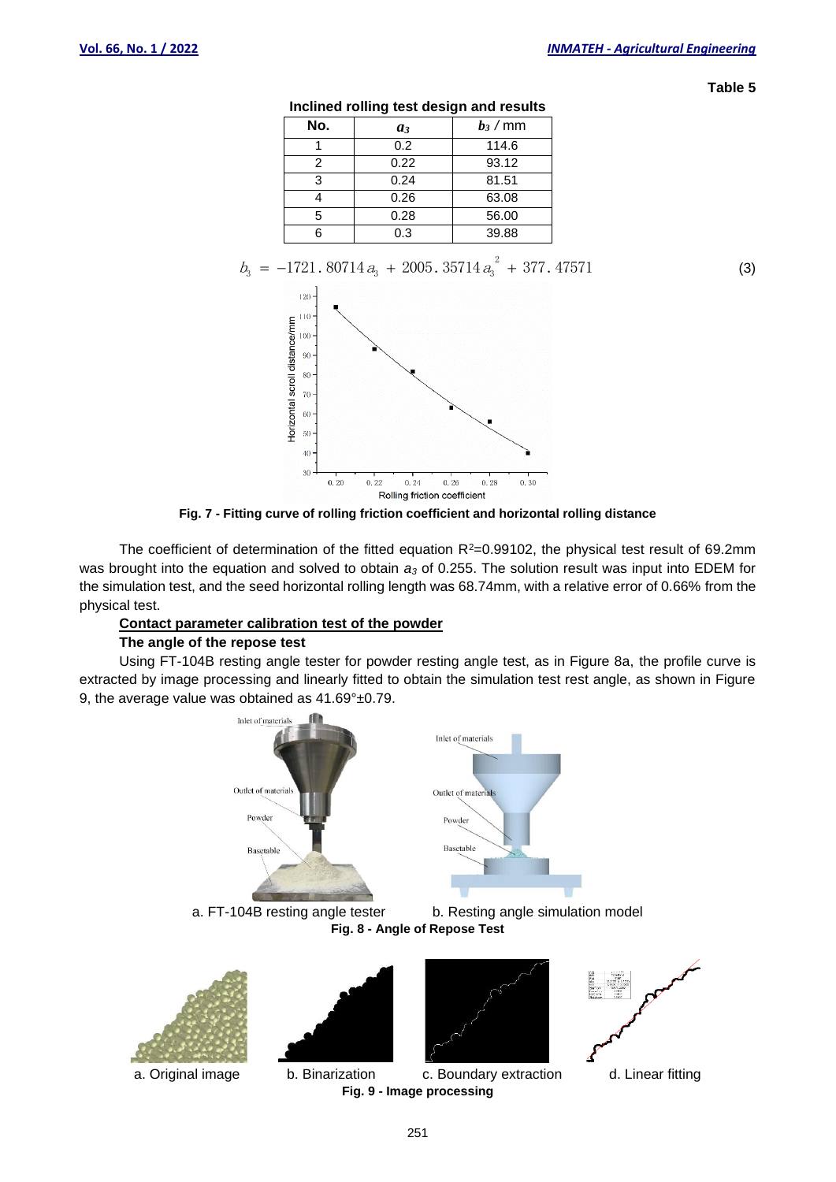Table 5

**Inclined rolling test design and results**

| No. | $a_3$ | $b_3$ / mm |
|---|---|---|
| 1 | 0.2 | 114.6 |
| 2 | 0.22 | 93.12 |
| 3 | 0.24 | 81.51 |
| 4 | 0.26 | 63.08 |
| 5 | 0.28 | 56.00 |
| 6 | 0.3 | 39.88 |

$$b_3 = -1721.80714 a_3 + 2005.35714 a_3^2 + 377.47571 \quad (3)$$

**Fig. 7 - Fitting curve of rolling friction coefficient and horizontal rolling distance**

The coefficient of determination of the fitted equation $R^2$=0.99102, the physical test result of 69.2mm was brought into the equation and solved to obtain $a_3$ of 0.255. The solution result was input into EDEM for the simulation test, and the seed horizontal rolling length was 68.74mm, with a relative error of 0.66% from the physical test.

**Contact parameter calibration test of the powder**

**The angle of the repose test**

Using FT-104B resting angle tester for powder resting angle test, as in Figure 8a, the profile curve is extracted by image processing and linearly fitted to obtain the simulation test rest angle, as shown in Figure 9, the average value was obtained as 41.69°±0.79.

a. FT-104B resting angle tester b. Resting angle simulation model

**Fig. 8 - Angle of Repose Test**

a. Original image b. Binarization c. Boundary extraction d. Linear fitting

**Fig. 9 - Image processing**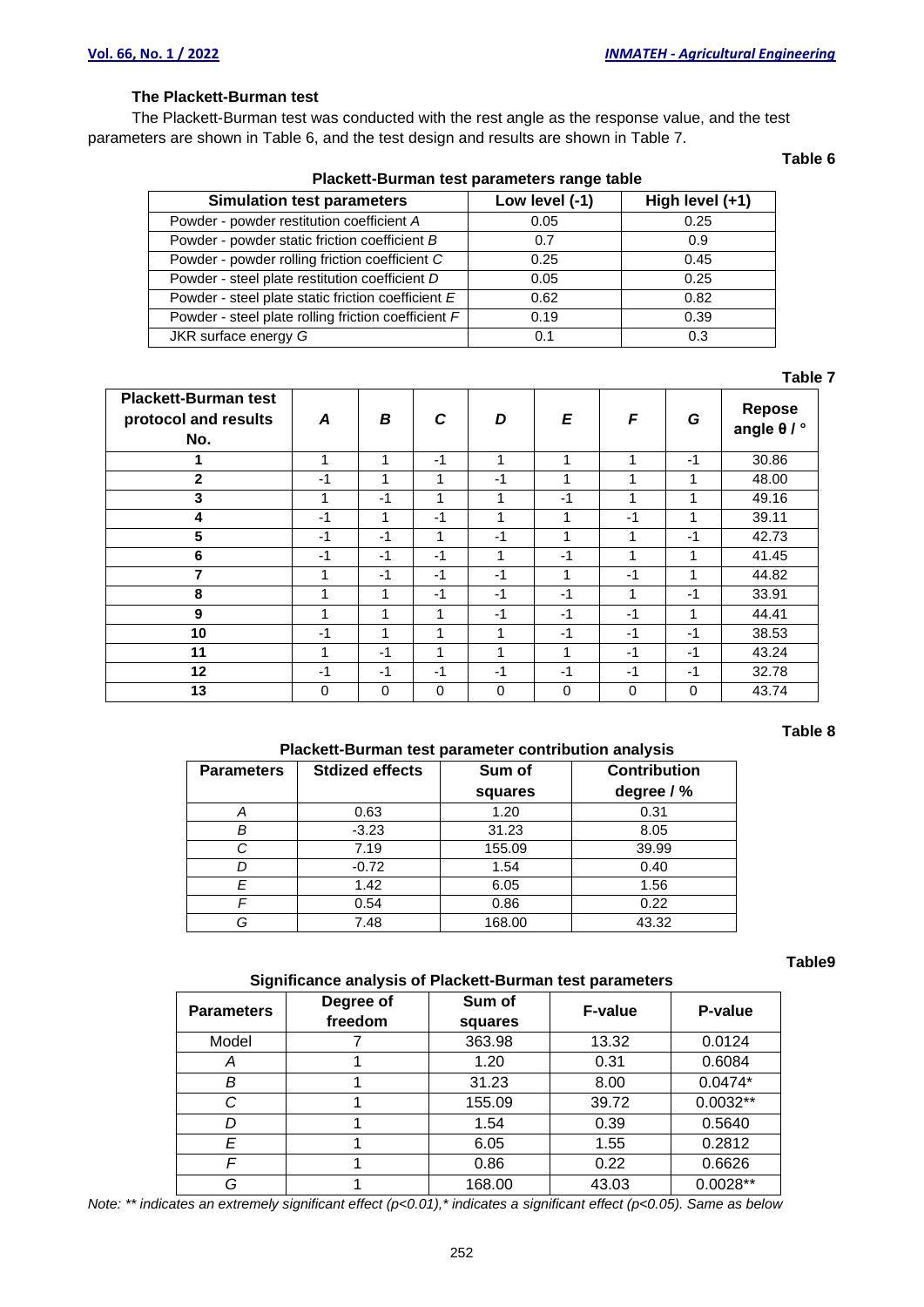### The Plackett-Burman test

The Plackett-Burman test was conducted with the rest angle as the response value, and the test parameters are shown in Table 6, and the test design and results are shown in Table 7.

**Table 6**

**Plackett-Burman test parameters range table**

| Simulation test parameters | Low level (-1) | High level (+1) |
|---|---|---|
| Powder - powder restitution coefficient *A* | 0.05 | 0.25 |
| Powder - powder static friction coefficient *B* | 0.7 | 0.9 |
| Powder - powder rolling friction coefficient *C* | 0.25 | 0.45 |
| Powder - steel plate restitution coefficient *D* | 0.05 | 0.25 |
| Powder - steel plate static friction coefficient *E* | 0.62 | 0.82 |
| Powder - steel plate rolling friction coefficient *F* | 0.19 | 0.39 |
| JKR surface energy *G* | 0.1 | 0.3 |

**Table 7**

| Plackett-Burman test protocol and results No. | *A* | *B* | *C* | *D* | *E* | *F* | *G* | Repose angle θ / ° |
|---|---|---|---|---|---|---|---|---|
| **1** | 1 | 1 | -1 | 1 | 1 | 1 | -1 | 30.86 |
| **2** | -1 | 1 | 1 | -1 | 1 | 1 | 1 | 48.00 |
| **3** | 1 | -1 | 1 | 1 | -1 | 1 | 1 | 49.16 |
| **4** | -1 | 1 | -1 | 1 | 1 | -1 | 1 | 39.11 |
| **5** | -1 | -1 | 1 | -1 | 1 | 1 | -1 | 42.73 |
| **6** | -1 | -1 | -1 | 1 | -1 | 1 | 1 | 41.45 |
| **7** | 1 | -1 | -1 | -1 | 1 | -1 | 1 | 44.82 |
| **8** | 1 | 1 | -1 | -1 | -1 | 1 | -1 | 33.91 |
| **9** | 1 | 1 | 1 | -1 | -1 | -1 | 1 | 44.41 |
| **10** | -1 | 1 | 1 | 1 | -1 | -1 | -1 | 38.53 |
| **11** | 1 | -1 | 1 | 1 | 1 | -1 | -1 | 43.24 |
| **12** | -1 | -1 | -1 | -1 | -1 | -1 | -1 | 32.78 |
| **13** | 0 | 0 | 0 | 0 | 0 | 0 | 0 | 43.74 |

**Table 8**

**Plackett-Burman test parameter contribution analysis**

| Parameters | Stdized effects | Sum of squares | Contribution degree / % |
|---|---|---|---|
| *A* | 0.63 | 1.20 | 0.31 |
| *B* | -3.23 | 31.23 | 8.05 |
| *C* | 7.19 | 155.09 | 39.99 |
| *D* | -0.72 | 1.54 | 0.40 |
| *E* | 1.42 | 6.05 | 1.56 |
| *F* | 0.54 | 0.86 | 0.22 |
| *G* | 7.48 | 168.00 | 43.32 |

**Table9**

**Significance analysis of Plackett-Burman test parameters**

| Parameters | Degree of freedom | Sum of squares | F-value | P-value |
|---|---|---|---|---|
| Model | 7 | 363.98 | 13.32 | 0.0124 |
| *A* | 1 | 1.20 | 0.31 | 0.6084 |
| *B* | 1 | 31.23 | 8.00 | 0.0474* |
| *C* | 1 | 155.09 | 39.72 | 0.0032** |
| *D* | 1 | 1.54 | 0.39 | 0.5640 |
| *E* | 1 | 6.05 | 1.55 | 0.2812 |
| *F* | 1 | 0.86 | 0.22 | 0.6626 |
| *G* | 1 | 168.00 | 43.03 | 0.0028** |

*Note: ** indicates an extremely significant effect ($p<0.01$),* indicates a significant effect ($p<0.05$). Same as below*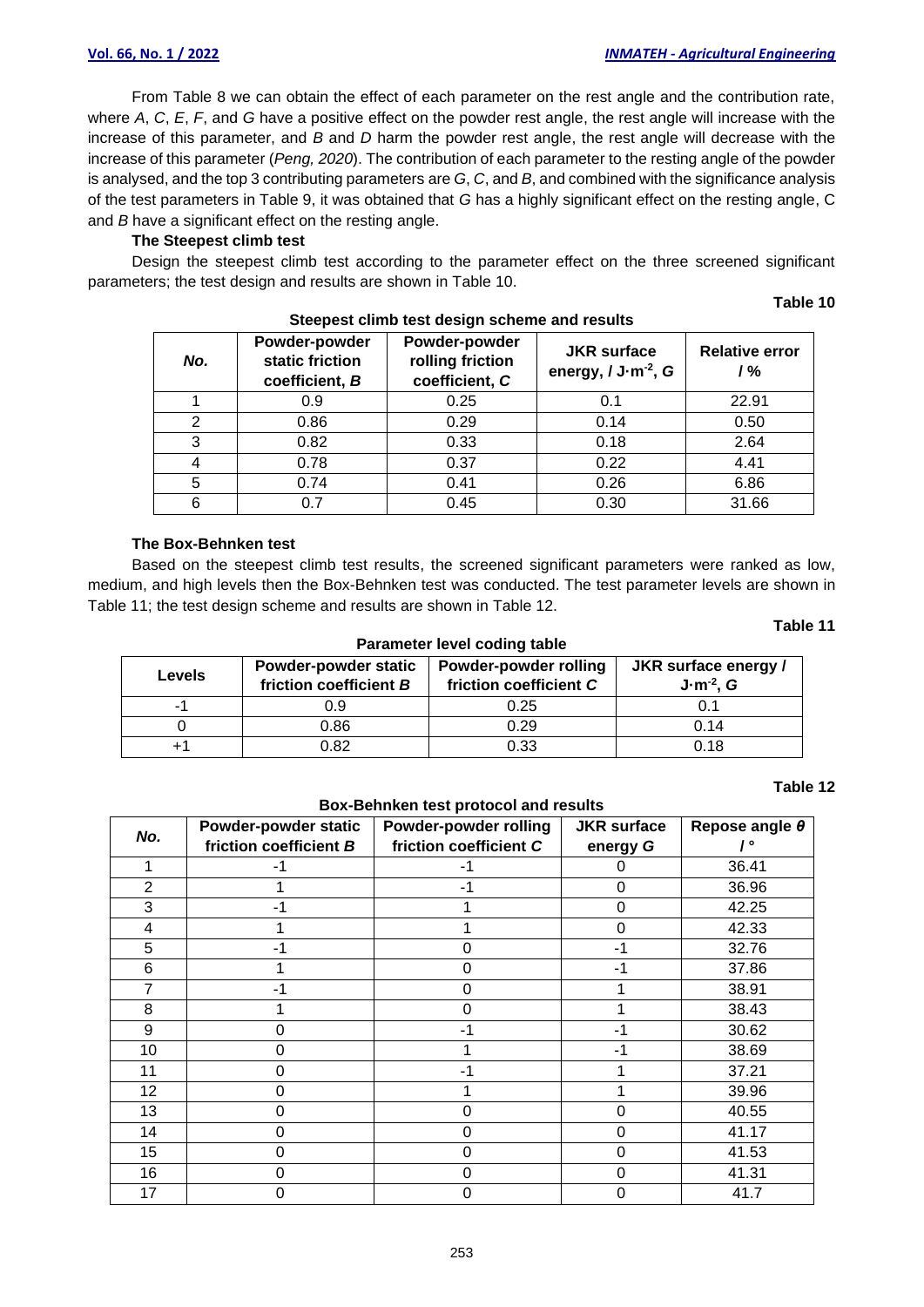From Table 8 we can obtain the effect of each parameter on the rest angle and the contribution rate, where *A*, *C*, *E*, *F*, and *G* have a positive effect on the powder rest angle, the rest angle will increase with the increase of this parameter, and *B* and *D* harm the powder rest angle, the rest angle will decrease with the increase of this parameter (*Peng, 2020*). The contribution of each parameter to the resting angle of the powder is analysed, and the top 3 contributing parameters are *G*, *C*, and *B*, and combined with the significance analysis of the test parameters in Table 9, it was obtained that *G* has a highly significant effect on the resting angle, C and *B* have a significant effect on the resting angle.

**The Steepest climb test**

Design the steepest climb test according to the parameter effect on the three screened significant parameters; the test design and results are shown in Table 10.

**Table 10**

**Steepest climb test design scheme and results**

| *No.* | Powder-powder static friction coefficient, *B* | Powder-powder rolling friction coefficient, *C* | JKR surface energy, / $J \cdot m^{-2}$, *G* | Relative error / % |
|---|---|---|---|---|
| 1 | 0.9 | 0.25 | 0.1 | 22.91 |
| 2 | 0.86 | 0.29 | 0.14 | 0.50 |
| 3 | 0.82 | 0.33 | 0.18 | 2.64 |
| 4 | 0.78 | 0.37 | 0.22 | 4.41 |
| 5 | 0.74 | 0.41 | 0.26 | 6.86 |
| 6 | 0.7 | 0.45 | 0.30 | 31.66 |

**The Box-Behnken test**

Based on the steepest climb test results, the screened significant parameters were ranked as low, medium, and high levels then the Box-Behnken test was conducted. The test parameter levels are shown in Table 11; the test design scheme and results are shown in Table 12.

**Table 11**

**Parameter level coding table**

| Levels | Powder-powder static friction coefficient *B* | Powder-powder rolling friction coefficient *C* | JKR surface energy / $J \cdot m^{-2}$, *G* |
|---|---|---|---|
| -1 | 0.9 | 0.25 | 0.1 |
| 0 | 0.86 | 0.29 | 0.14 |
| +1 | 0.82 | 0.33 | 0.18 |

**Table 12**

**Box-Behnken test protocol and results**

| *No.* | Powder-powder static friction coefficient *B* | Powder-powder rolling friction coefficient *C* | JKR surface energy *G* | Repose angle $\theta$ / ° |
|---|---|---|---|---|
| 1 | -1 | -1 | 0 | 36.41 |
| 2 | 1 | -1 | 0 | 36.96 |
| 3 | -1 | 1 | 0 | 42.25 |
| 4 | 1 | 1 | 0 | 42.33 |
| 5 | -1 | 0 | -1 | 32.76 |
| 6 | 1 | 0 | -1 | 37.86 |
| 7 | -1 | 0 | 1 | 38.91 |
| 8 | 1 | 0 | 1 | 38.43 |
| 9 | 0 | -1 | -1 | 30.62 |
| 10 | 0 | 1 | -1 | 38.69 |
| 11 | 0 | -1 | 1 | 37.21 |
| 12 | 0 | 1 | 1 | 39.96 |
| 13 | 0 | 0 | 0 | 40.55 |
| 14 | 0 | 0 | 0 | 41.17 |
| 15 | 0 | 0 | 0 | 41.53 |
| 16 | 0 | 0 | 0 | 41.31 |
| 17 | 0 | 0 | 0 | 41.7 |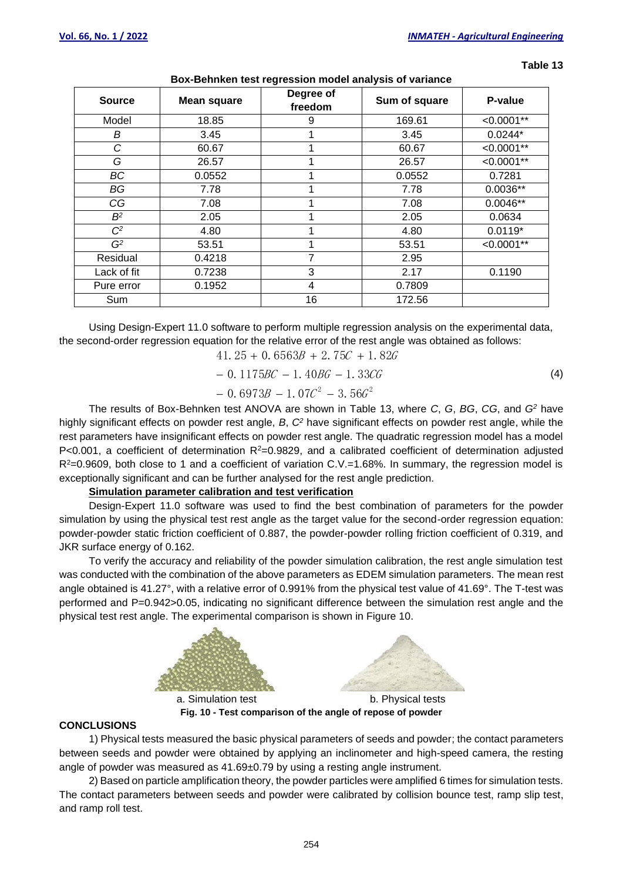**Table 13**

**Box-Behnken test regression model analysis of variance**

| Source | Mean square | Degree of freedom | Sum of square | P-value |
|---|---|---|---|---|
| Model | 18.85 | 9 | 169.61 | <0.0001** |
| *B* | 3.45 | 1 | 3.45 | 0.0244* |
| *C* | 60.67 | 1 | 60.67 | <0.0001** |
| *G* | 26.57 | 1 | 26.57 | <0.0001** |
| *BC* | 0.0552 | 1 | 0.0552 | 0.7281 |
| *BG* | 7.78 | 1 | 7.78 | 0.0036** |
| *CG* | 7.08 | 1 | 7.08 | 0.0046** |
| $B^2$ | 2.05 | 1 | 2.05 | 0.0634 |
| $C^2$ | 4.80 | 1 | 4.80 | 0.0119* |
| $G^2$ | 53.51 | 1 | 53.51 | <0.0001** |
| Residual | 0.4218 | 7 | 2.95 | |
| Lack of fit | 0.7238 | 3 | 2.17 | 0.1190 |
| Pure error | 0.1952 | 4 | 0.7809 | |
| Sum | | 16 | 172.56 | |

Using Design-Expert 11.0 software to perform multiple regression analysis on the experimental data, the second-order regression equation for the relative error of the rest angle was obtained as follows:

$$\begin{aligned} &41.25 + 0.6563B + 2.75C + 1.82G \\ &- 0.1175BC - 1.40BG - 1.33CG \\ &- 0.6973B - 1.07C^2 - 3.56G^2 \end{aligned} \tag{4}$$

The results of Box-Behnken test ANOVA are shown in Table 13, where *C*, *G*, *BG*, *CG*, and $G^2$ have highly significant effects on powder rest angle, *B*, $C^2$ have significant effects on powder rest angle, while the rest parameters have insignificant effects on powder rest angle. The quadratic regression model has a model P<0.001, a coefficient of determination $R^2$=0.9829, and a calibrated coefficient of determination adjusted $R^2$=0.9609, both close to 1 and a coefficient of variation C.V.=1.68%. In summary, the regression model is exceptionally significant and can be further analysed for the rest angle prediction.

**Simulation parameter calibration and test verification**

Design-Expert 11.0 software was used to find the best combination of parameters for the powder simulation by using the physical test rest angle as the target value for the second-order regression equation: powder-powder static friction coefficient of 0.887, the powder-powder rolling friction coefficient of 0.319, and JKR surface energy of 0.162.

To verify the accuracy and reliability of the powder simulation calibration, the rest angle simulation test was conducted with the combination of the above parameters as EDEM simulation parameters. The mean rest angle obtained is 41.27°, with a relative error of 0.991% from the physical test value of 41.69°. The T-test was performed and P=0.942>0.05, indicating no significant difference between the simulation rest angle and the physical test rest angle. The experimental comparison is shown in Figure 10.

a. Simulation test b. Physical tests

**Fig. 10 - Test comparison of the angle of repose of powder**

## CONCLUSIONS

1) Physical tests measured the basic physical parameters of seeds and powder; the contact parameters between seeds and powder were obtained by applying an inclinometer and high-speed camera, the resting angle of powder was measured as 41.69±0.79 by using a resting angle instrument.

2) Based on particle amplification theory, the powder particles were amplified 6 times for simulation tests. The contact parameters between seeds and powder were calibrated by collision bounce test, ramp slip test, and ramp roll test.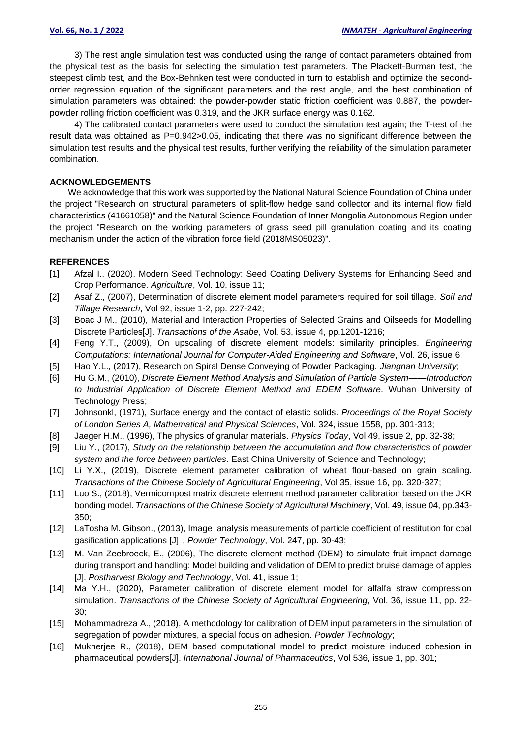3) The rest angle simulation test was conducted using the range of contact parameters obtained from the physical test as the basis for selecting the simulation test parameters. The Plackett-Burman test, the steepest climb test, and the Box-Behnken test were conducted in turn to establish and optimize the second-order regression equation of the significant parameters and the rest angle, and the best combination of simulation parameters was obtained: the powder-powder static friction coefficient was 0.887, the powder-powder rolling friction coefficient was 0.319, and the JKR surface energy was 0.162.

4) The calibrated contact parameters were used to conduct the simulation test again; the T-test of the result data was obtained as P=0.942>0.05, indicating that there was no significant difference between the simulation test results and the physical test results, further verifying the reliability of the simulation parameter combination.

## ACKNOWLEDGEMENTS

We acknowledge that this work was supported by the National Natural Science Foundation of China under the project "Research on structural parameters of split-flow hedge sand collector and its internal flow field characteristics (41661058)" and the Natural Science Foundation of Inner Mongolia Autonomous Region under the project "Research on the working parameters of grass seed pill granulation coating and its coating mechanism under the action of the vibration force field (2018MS05023)".

## REFERENCES

[1] Afzal I., (2020), Modern Seed Technology: Seed Coating Delivery Systems for Enhancing Seed and Crop Performance. *Agriculture*, Vol. 10, issue 11;

[2] Asaf Z., (2007), Determination of discrete element model parameters required for soil tillage. *Soil and Tillage Research*, Vol 92, issue 1-2, pp. 227-242;

[3] Boac J M., (2010), Material and Interaction Properties of Selected Grains and Oilseeds for Modelling Discrete Particles[J]. *Transactions of the Asabe*, Vol. 53, issue 4, pp.1201-1216;

[4] Feng Y.T., (2009), On upscaling of discrete element models: similarity principles. *Engineering Computations: International Journal for Computer-Aided Engineering and Software*, Vol. 26, issue 6;

[5] Hao Y.L., (2017), Research on Spiral Dense Conveying of Powder Packaging. *Jiangnan University*;

[6] Hu G.M., (2010), *Discrete Element Method Analysis and Simulation of Particle System——Introduction to Industrial Application of Discrete Element Method and EDEM Software*. Wuhan University of Technology Press;

[7] Johnsonkl, (1971), Surface energy and the contact of elastic solids. *Proceedings of the Royal Society of London Series A, Mathematical and Physical Sciences*, Vol. 324, issue 1558, pp. 301-313;

[8] Jaeger H.M., (1996), The physics of granular materials. *Physics Today*, Vol 49, issue 2, pp. 32-38;

[9] Liu Y., (2017), *Study on the relationship between the accumulation and flow characteristics of powder system and the force between particles*. East China University of Science and Technology;

[10] Li Y.X., (2019), Discrete element parameter calibration of wheat flour-based on grain scaling. *Transactions of the Chinese Society of Agricultural Engineering*, Vol 35, issue 16, pp. 320-327;

[11] Luo S., (2018), Vermicompost matrix discrete element method parameter calibration based on the JKR bonding model. *Transactions of the Chinese Society of Agricultural Machinery*, Vol. 49, issue 04, pp.343-350;

[12] LaTosha M. Gibson., (2013), Image analysis measurements of particle coefficient of restitution for coal gasification applications [J]. *Powder Technology*, Vol. 247, pp. 30-43;

[13] M. Van Zeebroeck, E., (2006), The discrete element method (DEM) to simulate fruit impact damage during transport and handling: Model building and validation of DEM to predict bruise damage of apples [J]. *Postharvest Biology and Technology*, Vol. 41, issue 1;

[14] Ma Y.H., (2020), Parameter calibration of discrete element model for alfalfa straw compression simulation. *Transactions of the Chinese Society of Agricultural Engineering*, Vol. 36, issue 11, pp. 22-30;

[15] Mohammadreza A., (2018), A methodology for calibration of DEM input parameters in the simulation of segregation of powder mixtures, a special focus on adhesion. *Powder Technology*;

[16] Mukherjee R., (2018), DEM based computational model to predict moisture induced cohesion in pharmaceutical powders[J]. *International Journal of Pharmaceutics*, Vol 536, issue 1, pp. 301;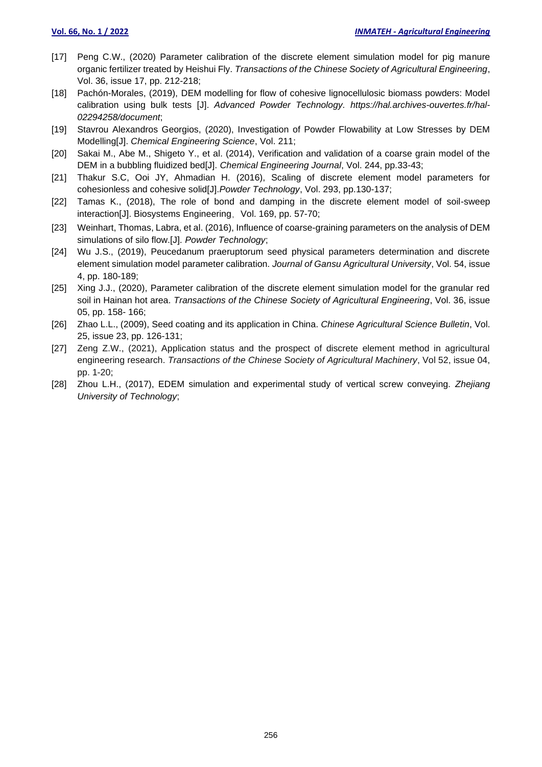[17] Peng C.W., (2020) Parameter calibration of the discrete element simulation model for pig manure organic fertilizer treated by Heishui Fly. *Transactions of the Chinese Society of Agricultural Engineering*, Vol. 36, issue 17, pp. 212-218;

[18] Pachón-Morales, (2019), DEM modelling for flow of cohesive lignocellulosic biomass powders: Model calibration using bulk tests [J]. *Advanced Powder Technology. https://hal.archives-ouvertes.fr/hal-02294258/document*;

[19] Stavrou Alexandros Georgios, (2020), Investigation of Powder Flowability at Low Stresses by DEM Modelling[J]. *Chemical Engineering Science*, Vol. 211;

[20] Sakai M., Abe M., Shigeto Y., et al. (2014), Verification and validation of a coarse grain model of the DEM in a bubbling fluidized bed[J]. *Chemical Engineering Journal*, Vol. 244, pp.33-43;

[21] Thakur S.C, Ooi JY, Ahmadian H. (2016), Scaling of discrete element model parameters for cohesionless and cohesive solid[J].*Powder Technology*, Vol. 293, pp.130-137;

[22] Tamas K., (2018), The role of bond and damping in the discrete element model of soil-sweep interaction[J]. Biosystems Engineering，Vol. 169, pp. 57-70;

[23] Weinhart, Thomas, Labra, et al. (2016), Influence of coarse-graining parameters on the analysis of DEM simulations of silo flow.[J]. *Powder Technology*;

[24] Wu J.S., (2019), Peucedanum praeruptorum seed physical parameters determination and discrete element simulation model parameter calibration. *Journal of Gansu Agricultural University*, Vol. 54, issue 4, pp. 180-189;

[25] Xing J.J., (2020), Parameter calibration of the discrete element simulation model for the granular red soil in Hainan hot area. *Transactions of the Chinese Society of Agricultural Engineering*, Vol. 36, issue 05, pp. 158- 166;

[26] Zhao L.L., (2009), Seed coating and its application in China. *Chinese Agricultural Science Bulletin*, Vol. 25, issue 23, pp. 126-131;

[27] Zeng Z.W., (2021), Application status and the prospect of discrete element method in agricultural engineering research. *Transactions of the Chinese Society of Agricultural Machinery*, Vol 52, issue 04, pp. 1-20;

[28] Zhou L.H., (2017), EDEM simulation and experimental study of vertical screw conveying. *Zhejiang University of Technology*;